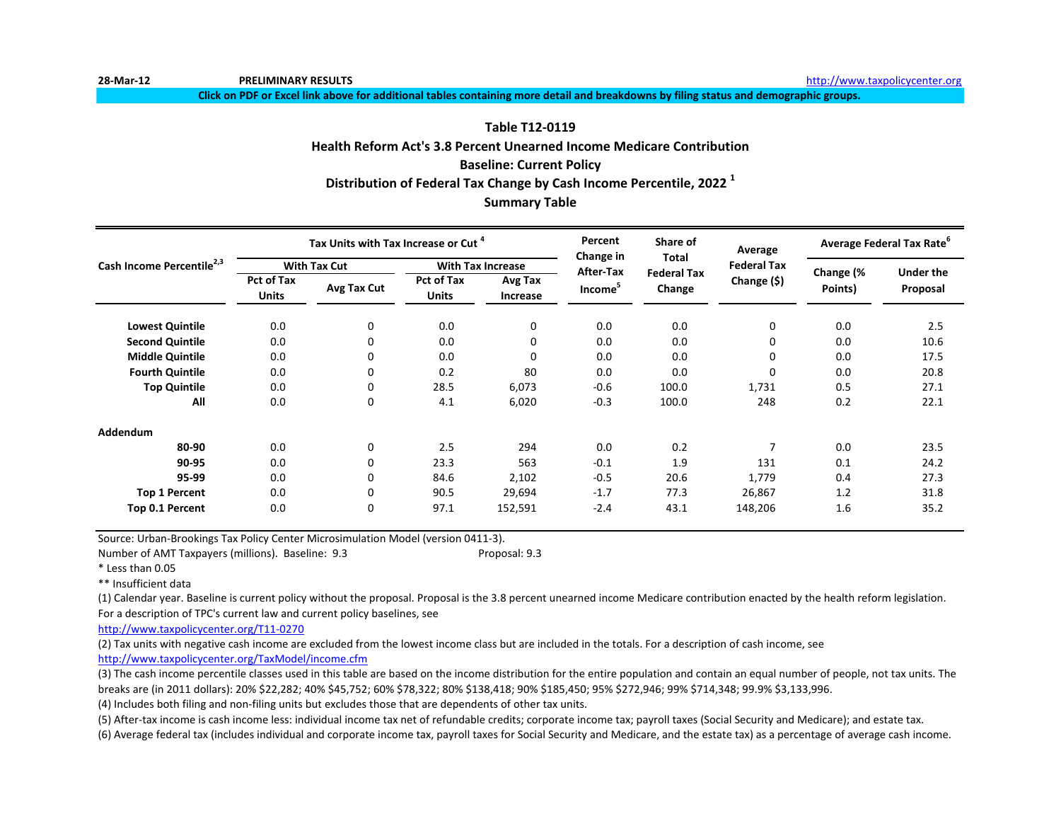28-Mar-12 **PRELIMINARY RESULTS** http://www.taxpolicycenter.org

**Click on PDF or Excel link above for additional tables containing more detail and breakdowns by filing status and demographic groups.**

## Table T12-0119
## Health Reform Act's 3.8 Percent Unearned Income Medicare Contribution
## Baseline: Current Policy
## Distribution of Federal Tax Change by Cash Income Percentile, 2022 [1]
## Summary Table

| Cash Income Percentile[2,3] | Tax Units with Tax Increase or Cut [4] | | | | Percent Change in After-Tax Income[5] | Share of Total Federal Tax Change | Average Federal Tax Change ($) | Average Federal Tax Rate[6] | |
|---|---|---|---|---|---|---|---|---|---|
| | With Tax Cut | | With Tax Increase | | | | | | |
| | Pct of Tax Units | Avg Tax Cut | Pct of Tax Units | Avg Tax Increase | | | | Change (% Points) | Under the Proposal |
| **Lowest Quintile** | 0.0 | 0 | 0.0 | 0 | 0.0 | 0.0 | 0 | 0.0 | 2.5 |
| **Second Quintile** | 0.0 | 0 | 0.0 | 0 | 0.0 | 0.0 | 0 | 0.0 | 10.6 |
| **Middle Quintile** | 0.0 | 0 | 0.0 | 0 | 0.0 | 0.0 | 0 | 0.0 | 17.5 |
| **Fourth Quintile** | 0.0 | 0 | 0.2 | 80 | 0.0 | 0.0 | 0 | 0.0 | 20.8 |
| **Top Quintile** | 0.0 | 0 | 28.5 | 6,073 | -0.6 | 100.0 | 1,731 | 0.5 | 27.1 |
| **All** | 0.0 | 0 | 4.1 | 6,020 | -0.3 | 100.0 | 248 | 0.2 | 22.1 |
| **Addendum** | | | | | | | | | |
| **80-90** | 0.0 | 0 | 2.5 | 294 | 0.0 | 0.2 | 7 | 0.0 | 23.5 |
| **90-95** | 0.0 | 0 | 23.3 | 563 | -0.1 | 1.9 | 131 | 0.1 | 24.2 |
| **95-99** | 0.0 | 0 | 84.6 | 2,102 | -0.5 | 20.6 | 1,779 | 0.4 | 27.3 |
| **Top 1 Percent** | 0.0 | 0 | 90.5 | 29,694 | -1.7 | 77.3 | 26,867 | 1.2 | 31.8 |
| **Top 0.1 Percent** | 0.0 | 0 | 97.1 | 152,591 | -2.4 | 43.1 | 148,206 | 1.6 | 35.2 |

Source: Urban-Brookings Tax Policy Center Microsimulation Model (version 0411-3).

Number of AMT Taxpayers (millions). Baseline: 9.3 Proposal: 9.3

* Less than 0.05

** Insufficient data

(1) Calendar year. Baseline is current policy without the proposal. Proposal is the 3.8 percent unearned income Medicare contribution enacted by the health reform legislation. For a description of TPC's current law and current policy baselines, see http://www.taxpolicycenter.org/T11-0270

(2) Tax units with negative cash income are excluded from the lowest income class but are included in the totals. For a description of cash income, see http://www.taxpolicycenter.org/TaxModel/income.cfm

(3) The cash income percentile classes used in this table are based on the income distribution for the entire population and contain an equal number of people, not tax units. The breaks are (in 2011 dollars): 20% $22,282; 40% $45,752; 60% $78,322; 80% $138,418; 90% $185,450; 95% $272,946; 99% $714,348; 99.9% $3,133,996.

(4) Includes both filing and non-filing units but excludes those that are dependents of other tax units.

(5) After-tax income is cash income less: individual income tax net of refundable credits; corporate income tax; payroll taxes (Social Security and Medicare); and estate tax.

(6) Average federal tax (includes individual and corporate income tax, payroll taxes for Social Security and Medicare, and the estate tax) as a percentage of average cash income.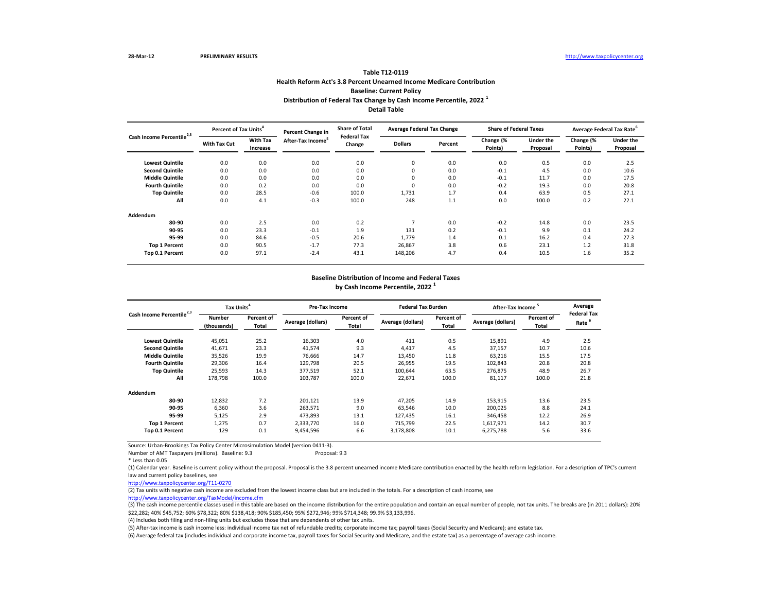28-Mar-12 **PRELIMINARY RESULTS** http://www.taxpolicycenter.org

## Table T12-0119
### Health Reform Act's 3.8 Percent Unearned Income Medicare Contribution
### Baseline: Current Policy
### Distribution of Federal Tax Change by Cash Income Percentile, 2022 [1]
### Detail Table

| Cash Income Percentile[2,3] | Percent of Tax Units[4] | | Percent Change in After-Tax Income[5] | Share of Total Federal Tax Change | Average Federal Tax Change | | Share of Federal Taxes | | Average Federal Tax Rate[6] | |
|---|---|---|---|---|---|---|---|---|---|---|
| | With Tax Cut | With Tax Increase | | | Dollars | Percent | Change (% Points) | Under the Proposal | Change (% Points) | Under the Proposal |
| Lowest Quintile | 0.0 | 0.0 | 0.0 | 0.0 | 0 | 0.0 | 0.0 | 0.5 | 0.0 | 2.5 |
| Second Quintile | 0.0 | 0.0 | 0.0 | 0.0 | 0 | 0.0 | -0.1 | 4.5 | 0.0 | 10.6 |
| Middle Quintile | 0.0 | 0.0 | 0.0 | 0.0 | 0 | 0.0 | -0.1 | 11.7 | 0.0 | 17.5 |
| Fourth Quintile | 0.0 | 0.2 | 0.0 | 0.0 | 0 | 0.0 | -0.2 | 19.3 | 0.0 | 20.8 |
| Top Quintile | 0.0 | 28.5 | -0.6 | 100.0 | 1,731 | 1.7 | 0.4 | 63.9 | 0.5 | 27.1 |
| All | 0.0 | 4.1 | -0.3 | 100.0 | 248 | 1.1 | 0.0 | 100.0 | 0.2 | 22.1 |
| **Addendum** | | | | | | | | | | |
| 80-90 | 0.0 | 2.5 | 0.0 | 0.2 | 7 | 0.0 | -0.2 | 14.8 | 0.0 | 23.5 |
| 90-95 | 0.0 | 23.3 | -0.1 | 1.9 | 131 | 0.2 | -0.1 | 9.9 | 0.1 | 24.2 |
| 95-99 | 0.0 | 84.6 | -0.5 | 20.6 | 1,779 | 1.4 | 0.1 | 16.2 | 0.4 | 27.3 |
| Top 1 Percent | 0.0 | 90.5 | -1.7 | 77.3 | 26,867 | 3.8 | 0.6 | 23.1 | 1.2 | 31.8 |
| Top 0.1 Percent | 0.0 | 97.1 | -2.4 | 43.1 | 148,206 | 4.7 | 0.4 | 10.5 | 1.6 | 35.2 |

### Baseline Distribution of Income and Federal Taxes by Cash Income Percentile, 2022 [1]

| Cash Income Percentile[2,3] | Tax Units[4] | | Pre-Tax Income | | Federal Tax Burden | | After-Tax Income[5] | | Average Federal Tax Rate[6] |
|---|---|---|---|---|---|---|---|---|---|
| | Number (thousands) | Percent of Total | Average (dollars) | Percent of Total | Average (dollars) | Percent of Total | Average (dollars) | Percent of Total | |
| Lowest Quintile | 45,051 | 25.2 | 16,303 | 4.0 | 411 | 0.5 | 15,891 | 4.9 | 2.5 |
| Second Quintile | 41,671 | 23.3 | 41,574 | 9.3 | 4,417 | 4.5 | 37,157 | 10.7 | 10.6 |
| Middle Quintile | 35,526 | 19.9 | 76,666 | 14.7 | 13,450 | 11.8 | 63,216 | 15.5 | 17.5 |
| Fourth Quintile | 29,306 | 16.4 | 129,798 | 20.5 | 26,955 | 19.5 | 102,843 | 20.8 | 20.8 |
| Top Quintile | 25,593 | 14.3 | 377,519 | 52.1 | 100,644 | 63.5 | 276,875 | 48.9 | 26.7 |
| All | 178,798 | 100.0 | 103,787 | 100.0 | 22,671 | 100.0 | 81,117 | 100.0 | 21.8 |
| **Addendum** | | | | | | | | | |
| 80-90 | 12,832 | 7.2 | 201,121 | 13.9 | 47,205 | 14.9 | 153,915 | 13.6 | 23.5 |
| 90-95 | 6,360 | 3.6 | 263,571 | 9.0 | 63,546 | 10.0 | 200,025 | 8.8 | 24.1 |
| 95-99 | 5,125 | 2.9 | 473,893 | 13.1 | 127,435 | 16.1 | 346,458 | 12.2 | 26.9 |
| Top 1 Percent | 1,275 | 0.7 | 2,333,770 | 16.0 | 715,799 | 22.5 | 1,617,971 | 14.2 | 30.7 |
| Top 0.1 Percent | 129 | 0.1 | 9,454,596 | 6.6 | 3,178,808 | 10.1 | 6,275,788 | 5.6 | 33.6 |

Source: Urban-Brookings Tax Policy Center Microsimulation Model (version 0411-3).

Number of AMT Taxpayers (millions). Baseline: 9.3 Proposal: 9.3

* Less than 0.05

(1) Calendar year. Baseline is current policy without the proposal. Proposal is the 3.8 percent unearned income Medicare contribution enacted by the health reform legislation. For a description of TPC's current law and current policy baselines, see
http://www.taxpolicycenter.org/T11-0270

(2) Tax units with negative cash income are excluded from the lowest income class but are included in the totals. For a description of cash income, see
http://www.taxpolicycenter.org/TaxModel/income.cfm

(3) The cash income percentile classes used in this table are based on the income distribution for the entire population and contain an equal number of people, not tax units. The breaks are (in 2011 dollars): 20% $22,282; 40% $45,752; 60% $78,322; 80% $138,418; 90% $185,450; 95% $272,946; 99% $714,348; 99.9% $3,133,996.

(4) Includes both filing and non-filing units but excludes those that are dependents of other tax units.

(5) After-tax income is cash income less: individual income tax net of refundable credits; corporate income tax; payroll taxes (Social Security and Medicare); and estate tax.

(6) Average federal tax (includes individual and corporate income tax, payroll taxes for Social Security and Medicare, and the estate tax) as a percentage of average cash income.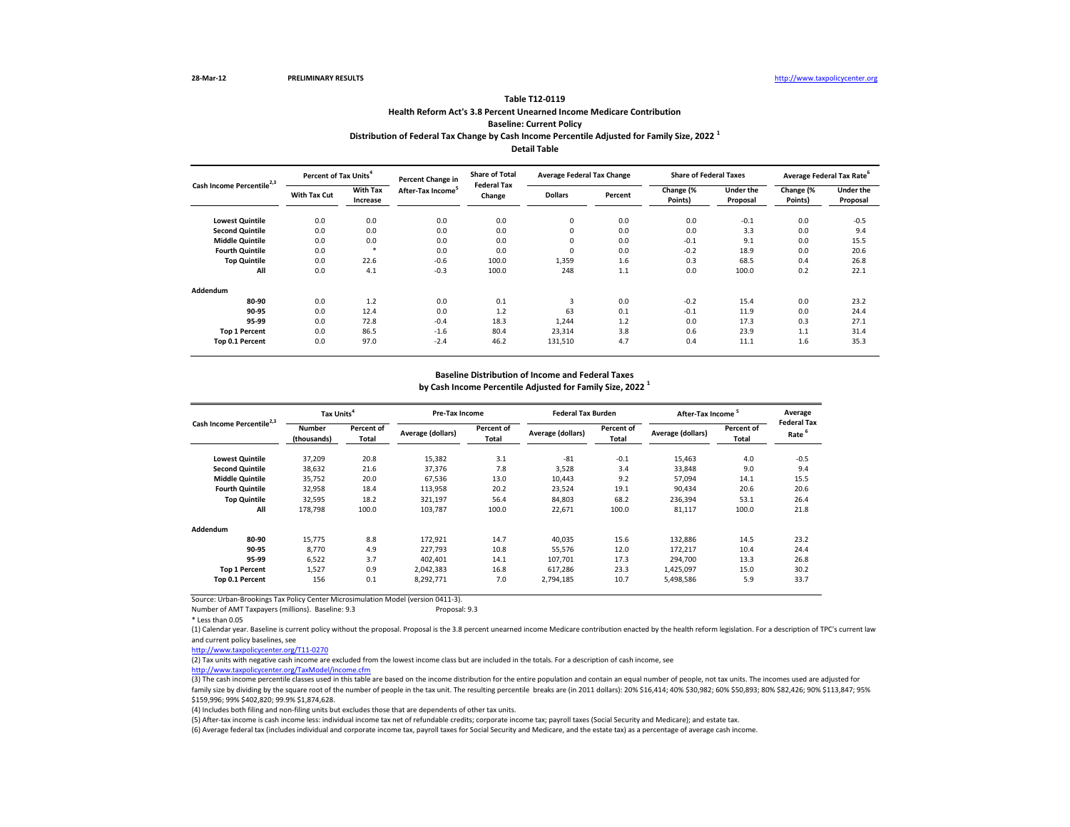28-Mar-12 **PRELIMINARY RESULTS** http://www.taxpolicycenter.org

## Table T12-0119
### Health Reform Act's 3.8 Percent Unearned Income Medicare Contribution
### Baseline: Current Policy
### Distribution of Federal Tax Change by Cash Income Percentile Adjusted for Family Size, 2022 [1]
### Detail Table

| Cash Income Percentile[2,3] | Percent of Tax Units[4] | | Percent Change in After-Tax Income[5] | Share of Total Federal Tax Change | Average Federal Tax Change | | Share of Federal Taxes | | Average Federal Tax Rate[6] | |
|---|---|---|---|---|---|---|---|---|---|---|
| | With Tax Cut | With Tax Increase | | | Dollars | Percent | Change (% Points) | Under the Proposal | Change (% Points) | Under the Proposal |
| Lowest Quintile | 0.0 | 0.0 | 0.0 | 0.0 | 0 | 0.0 | 0.0 | -0.1 | 0.0 | -0.5 |
| Second Quintile | 0.0 | 0.0 | 0.0 | 0.0 | 0 | 0.0 | 0.0 | 3.3 | 0.0 | 9.4 |
| Middle Quintile | 0.0 | 0.0 | 0.0 | 0.0 | 0 | 0.0 | -0.1 | 9.1 | 0.0 | 15.5 |
| Fourth Quintile | 0.0 | * | 0.0 | 0.0 | 0 | 0.0 | -0.2 | 18.9 | 0.0 | 20.6 |
| Top Quintile | 0.0 | 22.6 | -0.6 | 100.0 | 1,359 | 1.6 | 0.3 | 68.5 | 0.4 | 26.8 |
| All | 0.0 | 4.1 | -0.3 | 100.0 | 248 | 1.1 | 0.0 | 100.0 | 0.2 | 22.1 |
| **Addendum** | | | | | | | | | | |
| 80-90 | 0.0 | 1.2 | 0.0 | 0.1 | 3 | 0.0 | -0.2 | 15.4 | 0.0 | 23.2 |
| 90-95 | 0.0 | 12.4 | 0.0 | 1.2 | 63 | 0.1 | -0.1 | 11.9 | 0.0 | 24.4 |
| 95-99 | 0.0 | 72.8 | -0.4 | 18.3 | 1,244 | 1.2 | 0.0 | 17.3 | 0.3 | 27.1 |
| Top 1 Percent | 0.0 | 86.5 | -1.6 | 80.4 | 23,314 | 3.8 | 0.6 | 23.9 | 1.1 | 31.4 |
| Top 0.1 Percent | 0.0 | 97.0 | -2.4 | 46.2 | 131,510 | 4.7 | 0.4 | 11.1 | 1.6 | 35.3 |

### Baseline Distribution of Income and Federal Taxes
### by Cash Income Percentile Adjusted for Family Size, 2022 [1]

| Cash Income Percentile[2,3] | Tax Units[4] | | Pre-Tax Income | | Federal Tax Burden | | After-Tax Income[5] | | Average Federal Tax Rate[6] |
|---|---|---|---|---|---|---|---|---|---|
| | Number (thousands) | Percent of Total | Average (dollars) | Percent of Total | Average (dollars) | Percent of Total | Average (dollars) | Percent of Total | |
| Lowest Quintile | 37,209 | 20.8 | 15,382 | 3.1 | -81 | -0.1 | 15,463 | 4.0 | -0.5 |
| Second Quintile | 38,632 | 21.6 | 37,376 | 7.8 | 3,528 | 3.4 | 33,848 | 9.0 | 9.4 |
| Middle Quintile | 35,752 | 20.0 | 67,536 | 13.0 | 10,443 | 9.2 | 57,094 | 14.1 | 15.5 |
| Fourth Quintile | 32,958 | 18.4 | 113,958 | 20.2 | 23,524 | 19.1 | 90,434 | 20.6 | 20.6 |
| Top Quintile | 32,595 | 18.2 | 321,197 | 56.4 | 84,803 | 68.2 | 236,394 | 53.1 | 26.4 |
| All | 178,798 | 100.0 | 103,787 | 100.0 | 22,671 | 100.0 | 81,117 | 100.0 | 21.8 |
| **Addendum** | | | | | | | | | |
| 80-90 | 15,775 | 8.8 | 172,921 | 14.7 | 40,035 | 15.6 | 132,886 | 14.5 | 23.2 |
| 90-95 | 8,770 | 4.9 | 227,793 | 10.8 | 55,576 | 12.0 | 172,217 | 10.4 | 24.4 |
| 95-99 | 6,522 | 3.7 | 402,401 | 14.1 | 107,701 | 17.3 | 294,700 | 13.3 | 26.8 |
| Top 1 Percent | 1,527 | 0.9 | 2,042,383 | 16.8 | 617,286 | 23.3 | 1,425,097 | 15.0 | 30.2 |
| Top 0.1 Percent | 156 | 0.1 | 8,292,771 | 7.0 | 2,794,185 | 10.7 | 5,498,586 | 5.9 | 33.7 |

Source: Urban-Brookings Tax Policy Center Microsimulation Model (version 0411-3).

Number of AMT Taxpayers (millions). Baseline: 9.3 Proposal: 9.3

\* Less than 0.05

(1) Calendar year. Baseline is current policy without the proposal. Proposal is the 3.8 percent unearned income Medicare contribution enacted by the health reform legislation. For a description of TPC's current law and current policy baselines, see
http://www.taxpolicycenter.org/T11-0270

(2) Tax units with negative cash income are excluded from the lowest income class but are included in the totals. For a description of cash income, see
http://www.taxpolicycenter.org/TaxModel/income.cfm

(3) The cash income percentile classes used in this table are based on the income distribution for the entire population and contain an equal number of people, not tax units. The incomes used are adjusted for family size by dividing by the square root of the number of people in the tax unit. The resulting percentile breaks are (in 2011 dollars): 20% $16,414; 40% $30,982; 60% $50,893; 80% $82,426; 90% $113,847; 95% $159,996; 99% $402,820; 99.9% $1,874,628.

(4) Includes both filing and non-filing units but excludes those that are dependents of other tax units.

(5) After-tax income is cash income less: individual income tax net of refundable credits; corporate income tax; payroll taxes (Social Security and Medicare); and estate tax.

(6) Average federal tax (includes individual and corporate income tax, payroll taxes for Social Security and Medicare, and the estate tax) as a percentage of average cash income.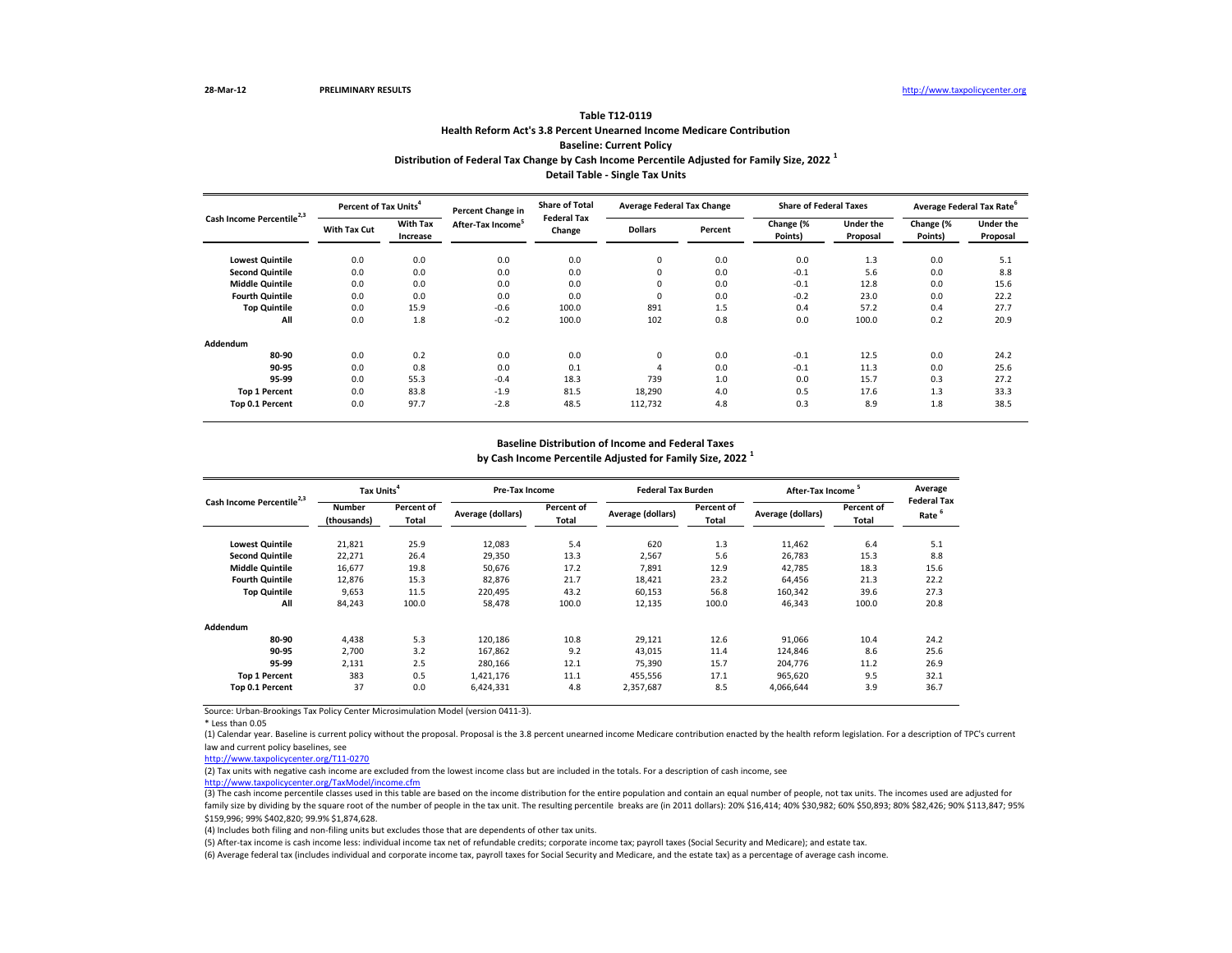28-Mar-12 **PRELIMINARY RESULTS** http://www.taxpolicycenter.org

### Table T12-0119
### Health Reform Act's 3.8 Percent Unearned Income Medicare Contribution
### Baseline: Current Policy
### Distribution of Federal Tax Change by Cash Income Percentile Adjusted for Family Size, 2022 [1]
### Detail Table - Single Tax Units

| Cash Income Percentile[2,3] | Percent of Tax Units[4] | | Percent Change in After-Tax Income[5] | Share of Total Federal Tax Change | Average Federal Tax Change | | Share of Federal Taxes | | Average Federal Tax Rate[6] | |
|---|---|---|---|---|---|---|---|---|---|---|
| | With Tax Cut | With Tax Increase | | | Dollars | Percent | Change (% Points) | Under the Proposal | Change (% Points) | Under the Proposal |
| Lowest Quintile | 0.0 | 0.0 | 0.0 | 0.0 | 0 | 0.0 | 0.0 | 1.3 | 0.0 | 5.1 |
| Second Quintile | 0.0 | 0.0 | 0.0 | 0.0 | 0 | 0.0 | -0.1 | 5.6 | 0.0 | 8.8 |
| Middle Quintile | 0.0 | 0.0 | 0.0 | 0.0 | 0 | 0.0 | -0.1 | 12.8 | 0.0 | 15.6 |
| Fourth Quintile | 0.0 | 0.0 | 0.0 | 0.0 | 0 | 0.0 | -0.2 | 23.0 | 0.0 | 22.2 |
| Top Quintile | 0.0 | 15.9 | -0.6 | 100.0 | 891 | 1.5 | 0.4 | 57.2 | 0.4 | 27.7 |
| All | 0.0 | 1.8 | -0.2 | 100.0 | 102 | 0.8 | 0.0 | 100.0 | 0.2 | 20.9 |
| **Addendum** | | | | | | | | | | |
| 80-90 | 0.0 | 0.2 | 0.0 | 0.0 | 0 | 0.0 | -0.1 | 12.5 | 0.0 | 24.2 |
| 90-95 | 0.0 | 0.8 | 0.0 | 0.1 | 4 | 0.0 | -0.1 | 11.3 | 0.0 | 25.6 |
| 95-99 | 0.0 | 55.3 | -0.4 | 18.3 | 739 | 1.0 | 0.0 | 15.7 | 0.3 | 27.2 |
| Top 1 Percent | 0.0 | 83.8 | -1.9 | 81.5 | 18,290 | 4.0 | 0.5 | 17.6 | 1.3 | 33.3 |
| Top 0.1 Percent | 0.0 | 97.7 | -2.8 | 48.5 | 112,732 | 4.8 | 0.3 | 8.9 | 1.8 | 38.5 |

### Baseline Distribution of Income and Federal Taxes
### by Cash Income Percentile Adjusted for Family Size, 2022 [1]

| Cash Income Percentile[2,3] | Tax Units[4] | | Pre-Tax Income | | Federal Tax Burden | | After-Tax Income[5] | | Average Federal Tax Rate[6] |
|---|---|---|---|---|---|---|---|---|---|
| | Number (thousands) | Percent of Total | Average (dollars) | Percent of Total | Average (dollars) | Percent of Total | Average (dollars) | Percent of Total | |
| Lowest Quintile | 21,821 | 25.9 | 12,083 | 5.4 | 620 | 1.3 | 11,462 | 6.4 | 5.1 |
| Second Quintile | 22,271 | 26.4 | 29,350 | 13.3 | 2,567 | 5.6 | 26,783 | 15.3 | 8.8 |
| Middle Quintile | 16,677 | 19.8 | 50,676 | 17.2 | 7,891 | 12.9 | 42,785 | 18.3 | 15.6 |
| Fourth Quintile | 12,876 | 15.3 | 82,876 | 21.7 | 18,421 | 23.2 | 64,456 | 21.3 | 22.2 |
| Top Quintile | 9,653 | 11.5 | 220,495 | 43.2 | 60,153 | 56.8 | 160,342 | 39.6 | 27.3 |
| All | 84,243 | 100.0 | 58,478 | 100.0 | 12,135 | 100.0 | 46,343 | 100.0 | 20.8 |
| **Addendum** | | | | | | | | | |
| 80-90 | 4,438 | 5.3 | 120,186 | 10.8 | 29,121 | 12.6 | 91,066 | 10.4 | 24.2 |
| 90-95 | 2,700 | 3.2 | 167,862 | 9.2 | 43,015 | 11.4 | 124,846 | 8.6 | 25.6 |
| 95-99 | 2,131 | 2.5 | 280,166 | 12.1 | 75,390 | 15.7 | 204,776 | 11.2 | 26.9 |
| Top 1 Percent | 383 | 0.5 | 1,421,176 | 11.1 | 455,556 | 17.1 | 965,620 | 9.5 | 32.1 |
| Top 0.1 Percent | 37 | 0.0 | 6,424,331 | 4.8 | 2,357,687 | 8.5 | 4,066,644 | 3.9 | 36.7 |

Source: Urban-Brookings Tax Policy Center Microsimulation Model (version 0411-3).

\* Less than 0.05

(1) Calendar year. Baseline is current policy without the proposal. Proposal is the 3.8 percent unearned income Medicare contribution enacted by the health reform legislation. For a description of TPC's current law and current policy baselines, see http://www.taxpolicycenter.org/T11-0270

(2) Tax units with negative cash income are excluded from the lowest income class but are included in the totals. For a description of cash income, see http://www.taxpolicycenter.org/TaxModel/income.cfm

(3) The cash income percentile classes used in this table are based on the income distribution for the entire population and contain an equal number of people, not tax units. The incomes used are adjusted for family size by dividing by the square root of the number of people in the tax unit. The resulting percentile breaks are (in 2011 dollars): 20% $16,414; 40% $30,982; 60% $50,893; 80% $82,426; 90% $113,847; 95% $159,996; 99% $402,820; 99.9% $1,874,628.

(4) Includes both filing and non-filing units but excludes those that are dependents of other tax units.

(5) After-tax income is cash income less: individual income tax net of refundable credits; corporate income tax; payroll taxes (Social Security and Medicare); and estate tax.

(6) Average federal tax (includes individual and corporate income tax, payroll taxes for Social Security and Medicare, and the estate tax) as a percentage of average cash income.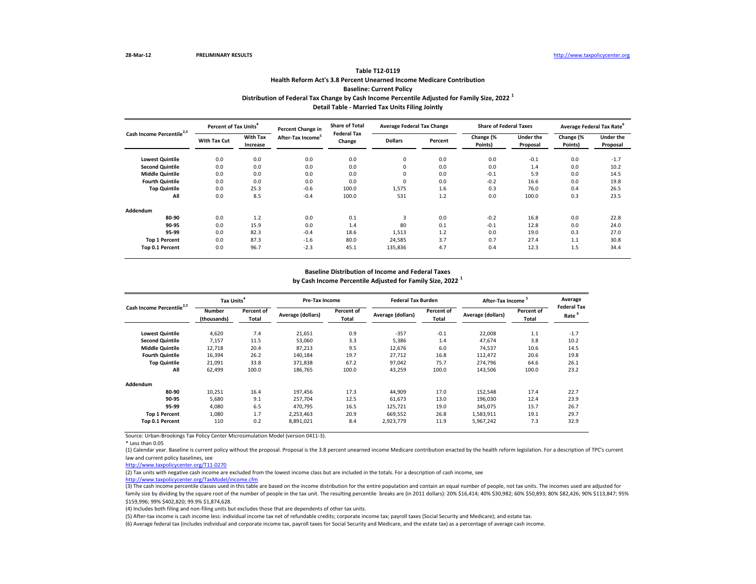28-Mar-12 **PRELIMINARY RESULTS** http://www.taxpolicycenter.org

**Table T12-0119**
**Health Reform Act's 3.8 Percent Unearned Income Medicare Contribution**
**Baseline: Current Policy**
**Distribution of Federal Tax Change by Cash Income Percentile Adjusted for Family Size, 2022 [1]**
**Detail Table - Married Tax Units Filing Jointly**

| Cash Income Percentile[2,3] | Percent of Tax Units[4] | | Percent Change in After-Tax Income[5] | Share of Total Federal Tax Change | Average Federal Tax Change | | Share of Federal Taxes | | Average Federal Tax Rate[6] | |
|---|---|---|---|---|---|---|---|---|---|---|
| | With Tax Cut | With Tax Increase | | | Dollars | Percent | Change (% Points) | Under the Proposal | Change (% Points) | Under the Proposal |
| Lowest Quintile | 0.0 | 0.0 | 0.0 | 0.0 | 0 | 0.0 | 0.0 | -0.1 | 0.0 | -1.7 |
| Second Quintile | 0.0 | 0.0 | 0.0 | 0.0 | 0 | 0.0 | 0.0 | 1.4 | 0.0 | 10.2 |
| Middle Quintile | 0.0 | 0.0 | 0.0 | 0.0 | 0 | 0.0 | -0.1 | 5.9 | 0.0 | 14.5 |
| Fourth Quintile | 0.0 | 0.0 | 0.0 | 0.0 | 0 | 0.0 | -0.2 | 16.6 | 0.0 | 19.8 |
| Top Quintile | 0.0 | 25.3 | -0.6 | 100.0 | 1,575 | 1.6 | 0.3 | 76.0 | 0.4 | 26.5 |
| All | 0.0 | 8.5 | -0.4 | 100.0 | 531 | 1.2 | 0.0 | 100.0 | 0.3 | 23.5 |
| **Addendum** | | | | | | | | | | |
| 80-90 | 0.0 | 1.2 | 0.0 | 0.1 | 3 | 0.0 | -0.2 | 16.8 | 0.0 | 22.8 |
| 90-95 | 0.0 | 15.9 | 0.0 | 1.4 | 80 | 0.1 | -0.1 | 12.8 | 0.0 | 24.0 |
| 95-99 | 0.0 | 82.3 | -0.4 | 18.6 | 1,513 | 1.2 | 0.0 | 19.0 | 0.3 | 27.0 |
| Top 1 Percent | 0.0 | 87.3 | -1.6 | 80.0 | 24,585 | 3.7 | 0.7 | 27.4 | 1.1 | 30.8 |
| Top 0.1 Percent | 0.0 | 96.7 | -2.3 | 45.1 | 135,836 | 4.7 | 0.4 | 12.3 | 1.5 | 34.4 |

**Baseline Distribution of Income and Federal Taxes**
**by Cash Income Percentile Adjusted for Family Size, 2022 [1]**

| Cash Income Percentile[2,3] | Tax Units[4] | | Pre-Tax Income | | Federal Tax Burden | | After-Tax Income[5] | | Average Federal Tax Rate[6] |
|---|---|---|---|---|---|---|---|---|---|
| | Number (thousands) | Percent of Total | Average (dollars) | Percent of Total | Average (dollars) | Percent of Total | Average (dollars) | Percent of Total | |
| Lowest Quintile | 4,620 | 7.4 | 21,651 | 0.9 | -357 | -0.1 | 22,008 | 1.1 | -1.7 |
| Second Quintile | 7,157 | 11.5 | 53,060 | 3.3 | 5,386 | 1.4 | 47,674 | 3.8 | 10.2 |
| Middle Quintile | 12,718 | 20.4 | 87,213 | 9.5 | 12,676 | 6.0 | 74,537 | 10.6 | 14.5 |
| Fourth Quintile | 16,394 | 26.2 | 140,184 | 19.7 | 27,712 | 16.8 | 112,472 | 20.6 | 19.8 |
| Top Quintile | 21,091 | 33.8 | 371,838 | 67.2 | 97,042 | 75.7 | 274,796 | 64.6 | 26.1 |
| All | 62,499 | 100.0 | 186,765 | 100.0 | 43,259 | 100.0 | 143,506 | 100.0 | 23.2 |
| **Addendum** | | | | | | | | | |
| 80-90 | 10,251 | 16.4 | 197,456 | 17.3 | 44,909 | 17.0 | 152,548 | 17.4 | 22.7 |
| 90-95 | 5,680 | 9.1 | 257,704 | 12.5 | 61,673 | 13.0 | 196,030 | 12.4 | 23.9 |
| 95-99 | 4,080 | 6.5 | 470,795 | 16.5 | 125,721 | 19.0 | 345,075 | 15.7 | 26.7 |
| Top 1 Percent | 1,080 | 1.7 | 2,253,463 | 20.9 | 669,552 | 26.8 | 1,583,911 | 19.1 | 29.7 |
| Top 0.1 Percent | 110 | 0.2 | 8,891,021 | 8.4 | 2,923,779 | 11.9 | 5,967,242 | 7.3 | 32.9 |

Source: Urban-Brookings Tax Policy Center Microsimulation Model (version 0411-3).

* Less than 0.05

(1) Calendar year. Baseline is current policy without the proposal. Proposal is the 3.8 percent unearned income Medicare contribution enacted by the health reform legislation. For a description of TPC's current law and current policy baselines, see
http://www.taxpolicycenter.org/T11-0270

(2) Tax units with negative cash income are excluded from the lowest income class but are included in the totals. For a description of cash income, see
http://www.taxpolicycenter.org/TaxModel/income.cfm

(3) The cash income percentile classes used in this table are based on the income distribution for the entire population and contain an equal number of people, not tax units. The incomes used are adjusted for family size by dividing by the square root of the number of people in the tax unit. The resulting percentile breaks are (in 2011 dollars): 20% $16,414; 40% $30,982; 60% $50,893; 80% $82,426; 90% $113,847; 95% $159,996; 99% $402,820; 99.9% $1,874,628.

(4) Includes both filing and non-filing units but excludes those that are dependents of other tax units.

(5) After-tax income is cash income less: individual income tax net of refundable credits; corporate income tax; payroll taxes (Social Security and Medicare); and estate tax.

(6) Average federal tax (includes individual and corporate income tax, payroll taxes for Social Security and Medicare, and the estate tax) as a percentage of average cash income.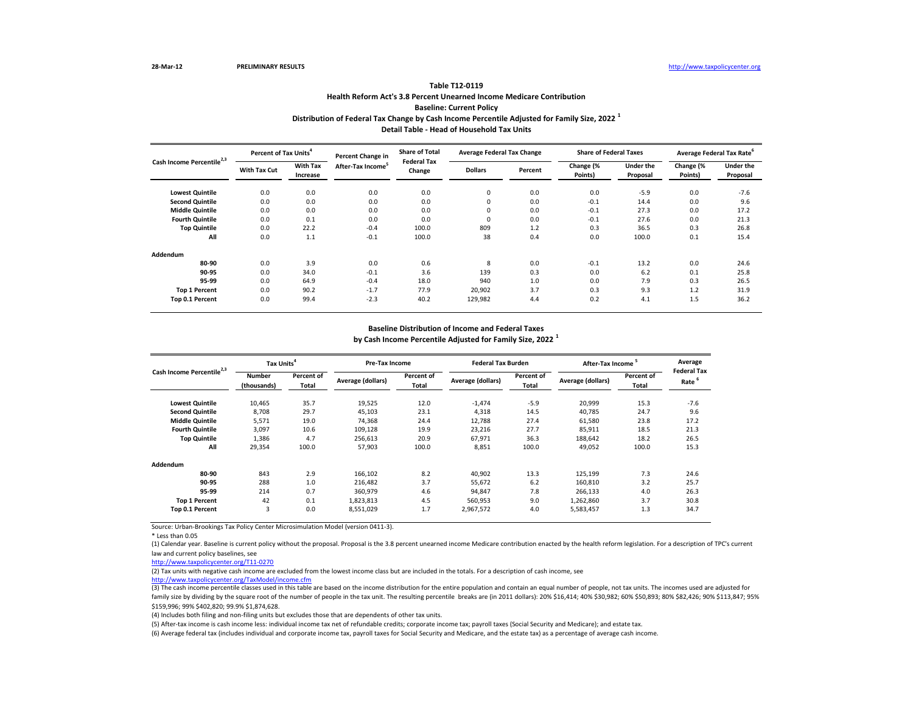28-Mar-12 **PRELIMINARY RESULTS** http://www.taxpolicycenter.org

## Table T12-0119
### Health Reform Act's 3.8 Percent Unearned Income Medicare Contribution
### Baseline: Current Policy
### Distribution of Federal Tax Change by Cash Income Percentile Adjusted for Family Size, 2022 [1]
### Detail Table - Head of Household Tax Units

| Cash Income Percentile[2,3] | Percent of Tax Units[4] | | Percent Change in After-Tax Income[5] | Share of Total Federal Tax Change | Average Federal Tax Change | | Share of Federal Taxes | | Average Federal Tax Rate[6] | |
|---|---|---|---|---|---|---|---|---|---|---|
| | With Tax Cut | With Tax Increase | | | Dollars | Percent | Change (% Points) | Under the Proposal | Change (% Points) | Under the Proposal |
| Lowest Quintile | 0.0 | 0.0 | 0.0 | 0.0 | 0 | 0.0 | 0.0 | -5.9 | 0.0 | -7.6 |
| Second Quintile | 0.0 | 0.0 | 0.0 | 0.0 | 0 | 0.0 | -0.1 | 14.4 | 0.0 | 9.6 |
| Middle Quintile | 0.0 | 0.0 | 0.0 | 0.0 | 0 | 0.0 | -0.1 | 27.3 | 0.0 | 17.2 |
| Fourth Quintile | 0.0 | 0.1 | 0.0 | 0.0 | 0 | 0.0 | -0.1 | 27.6 | 0.0 | 21.3 |
| Top Quintile | 0.0 | 22.2 | -0.4 | 100.0 | 809 | 1.2 | 0.3 | 36.5 | 0.3 | 26.8 |
| All | 0.0 | 1.1 | -0.1 | 100.0 | 38 | 0.4 | 0.0 | 100.0 | 0.1 | 15.4 |
| **Addendum** | | | | | | | | | | |
| 80-90 | 0.0 | 3.9 | 0.0 | 0.6 | 8 | 0.0 | -0.1 | 13.2 | 0.0 | 24.6 |
| 90-95 | 0.0 | 34.0 | -0.1 | 3.6 | 139 | 0.3 | 0.0 | 6.2 | 0.1 | 25.8 |
| 95-99 | 0.0 | 64.9 | -0.4 | 18.0 | 940 | 1.0 | 0.0 | 7.9 | 0.3 | 26.5 |
| Top 1 Percent | 0.0 | 90.2 | -1.7 | 77.9 | 20,902 | 3.7 | 0.3 | 9.3 | 1.2 | 31.9 |
| Top 0.1 Percent | 0.0 | 99.4 | -2.3 | 40.2 | 129,982 | 4.4 | 0.2 | 4.1 | 1.5 | 36.2 |

### Baseline Distribution of Income and Federal Taxes
### by Cash Income Percentile Adjusted for Family Size, 2022 [1]

| Cash Income Percentile[2,3] | Tax Units[4] | | Pre-Tax Income | | Federal Tax Burden | | After-Tax Income[5] | | Average Federal Tax Rate[6] |
|---|---|---|---|---|---|---|---|---|---|
| | Number (thousands) | Percent of Total | Average (dollars) | Percent of Total | Average (dollars) | Percent of Total | Average (dollars) | Percent of Total | |
| Lowest Quintile | 10,465 | 35.7 | 19,525 | 12.0 | -1,474 | -5.9 | 20,999 | 15.3 | -7.6 |
| Second Quintile | 8,708 | 29.7 | 45,103 | 23.1 | 4,318 | 14.5 | 40,785 | 24.7 | 9.6 |
| Middle Quintile | 5,571 | 19.0 | 74,368 | 24.4 | 12,788 | 27.4 | 61,580 | 23.8 | 17.2 |
| Fourth Quintile | 3,097 | 10.6 | 109,128 | 19.9 | 23,216 | 27.7 | 85,911 | 18.5 | 21.3 |
| Top Quintile | 1,386 | 4.7 | 256,613 | 20.9 | 67,971 | 36.3 | 188,642 | 18.2 | 26.5 |
| All | 29,354 | 100.0 | 57,903 | 100.0 | 8,851 | 100.0 | 49,052 | 100.0 | 15.3 |
| **Addendum** | | | | | | | | | |
| 80-90 | 843 | 2.9 | 166,102 | 8.2 | 40,902 | 13.3 | 125,199 | 7.3 | 24.6 |
| 90-95 | 288 | 1.0 | 216,482 | 3.7 | 55,672 | 6.2 | 160,810 | 3.2 | 25.7 |
| 95-99 | 214 | 0.7 | 360,979 | 4.6 | 94,847 | 7.8 | 266,133 | 4.0 | 26.3 |
| Top 1 Percent | 42 | 0.1 | 1,823,813 | 4.5 | 560,953 | 9.0 | 1,262,860 | 3.7 | 30.8 |
| Top 0.1 Percent | 3 | 0.0 | 8,551,029 | 1.7 | 2,967,572 | 4.0 | 5,583,457 | 1.3 | 34.7 |

Source: Urban-Brookings Tax Policy Center Microsimulation Model (version 0411-3).

* Less than 0.05

(1) Calendar year. Baseline is current policy without the proposal. Proposal is the 3.8 percent unearned income Medicare contribution enacted by the health reform legislation. For a description of TPC's current law and current policy baselines, see http://www.taxpolicycenter.org/T11-0270

(2) Tax units with negative cash income are excluded from the lowest income class but are included in the totals. For a description of cash income, see http://www.taxpolicycenter.org/TaxModel/income.cfm

(3) The cash income percentile classes used in this table are based on the income distribution for the entire population and contain an equal number of people, not tax units. The incomes used are adjusted for family size by dividing by the square root of the number of people in the tax unit. The resulting percentile breaks are (in 2011 dollars): 20% $16,414; 40% $30,982; 60% $50,893; 80% $82,426; 90% $113,847; 95% $159,996; 99% $402,820; 99.9% $1,874,628.

(4) Includes both filing and non-filing units but excludes those that are dependents of other tax units.

(5) After-tax income is cash income less: individual income tax net of refundable credits; corporate income tax; payroll taxes (Social Security and Medicare); and estate tax.

(6) Average federal tax (includes individual and corporate income tax, payroll taxes for Social Security and Medicare, and the estate tax) as a percentage of average cash income.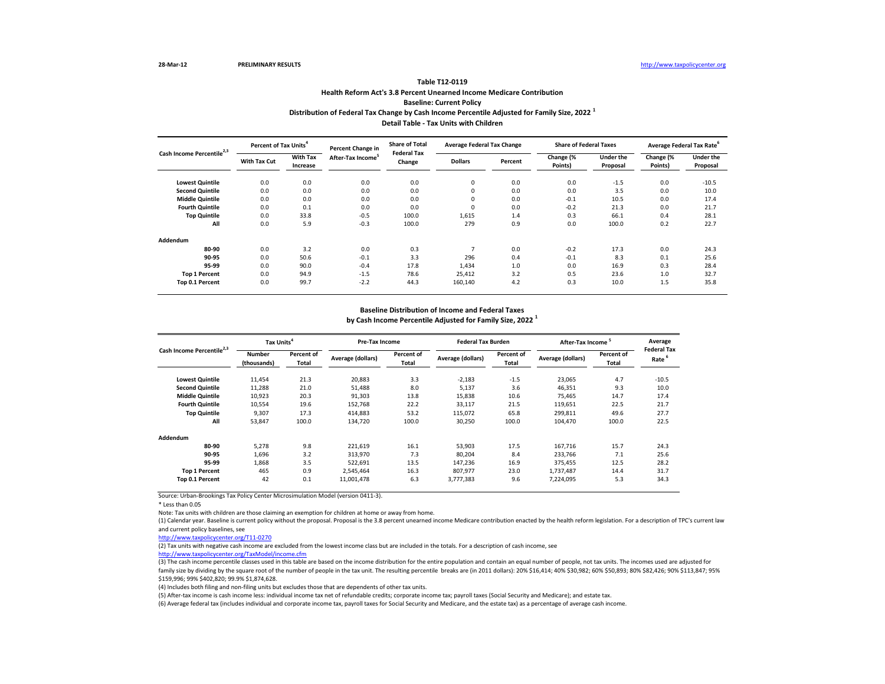28-Mar-12 PRELIMINARY RESULTS http://www.taxpolicycenter.org

# Table T12-0119

## Health Reform Act's 3.8 Percent Unearned Income Medicare Contribution

### Baseline: Current Policy

### Distribution of Federal Tax Change by Cash Income Percentile Adjusted for Family Size, 2022 [1]

### Detail Table - Tax Units with Children

| Cash Income Percentile[2,3] | Percent of Tax Units[4] | | Percent Change in After-Tax Income[5] | Share of Total Federal Tax Change | Average Federal Tax Change | | Share of Federal Taxes | | Average Federal Tax Rate[6] | |
|---|---|---|---|---|---|---|---|---|---|---|
| | With Tax Cut | With Tax Increase | | | Dollars | Percent | Change (% Points) | Under the Proposal | Change (% Points) | Under the Proposal |
| Lowest Quintile | 0.0 | 0.0 | 0.0 | 0.0 | 0 | 0.0 | 0.0 | -1.5 | 0.0 | -10.5 |
| Second Quintile | 0.0 | 0.0 | 0.0 | 0.0 | 0 | 0.0 | 0.0 | 3.5 | 0.0 | 10.0 |
| Middle Quintile | 0.0 | 0.0 | 0.0 | 0.0 | 0 | 0.0 | -0.1 | 10.5 | 0.0 | 17.4 |
| Fourth Quintile | 0.0 | 0.1 | 0.0 | 0.0 | 0 | 0.0 | -0.2 | 21.3 | 0.0 | 21.7 |
| Top Quintile | 0.0 | 33.8 | -0.5 | 100.0 | 1,615 | 1.4 | 0.3 | 66.1 | 0.4 | 28.1 |
| All | 0.0 | 5.9 | -0.3 | 100.0 | 279 | 0.9 | 0.0 | 100.0 | 0.2 | 22.7 |
| **Addendum** | | | | | | | | | | |
| 80-90 | 0.0 | 3.2 | 0.0 | 0.3 | 7 | 0.0 | -0.2 | 17.3 | 0.0 | 24.3 |
| 90-95 | 0.0 | 50.6 | -0.1 | 3.3 | 296 | 0.4 | -0.1 | 8.3 | 0.1 | 25.6 |
| 95-99 | 0.0 | 90.0 | -0.4 | 17.8 | 1,434 | 1.0 | 0.0 | 16.9 | 0.3 | 28.4 |
| Top 1 Percent | 0.0 | 94.9 | -1.5 | 78.6 | 25,412 | 3.2 | 0.5 | 23.6 | 1.0 | 32.7 |
| Top 0.1 Percent | 0.0 | 99.7 | -2.2 | 44.3 | 160,140 | 4.2 | 0.3 | 10.0 | 1.5 | 35.8 |

### Baseline Distribution of Income and Federal Taxes by Cash Income Percentile Adjusted for Family Size, 2022 [1]

| Cash Income Percentile[2,3] | Tax Units[4] | | Pre-Tax Income | | Federal Tax Burden | | After-Tax Income[5] | | Average Federal Tax Rate[6] |
|---|---|---|---|---|---|---|---|---|---|
| | Number (thousands) | Percent of Total | Average (dollars) | Percent of Total | Average (dollars) | Percent of Total | Average (dollars) | Percent of Total | |
| Lowest Quintile | 11,454 | 21.3 | 20,883 | 3.3 | -2,183 | -1.5 | 23,065 | 4.7 | -10.5 |
| Second Quintile | 11,288 | 21.0 | 51,488 | 8.0 | 5,137 | 3.6 | 46,351 | 9.3 | 10.0 |
| Middle Quintile | 10,923 | 20.3 | 91,303 | 13.8 | 15,838 | 10.6 | 75,465 | 14.7 | 17.4 |
| Fourth Quintile | 10,554 | 19.6 | 152,768 | 22.2 | 33,117 | 21.5 | 119,651 | 22.5 | 21.7 |
| Top Quintile | 9,307 | 17.3 | 414,883 | 53.2 | 115,072 | 65.8 | 299,811 | 49.6 | 27.7 |
| All | 53,847 | 100.0 | 134,720 | 100.0 | 30,250 | 100.0 | 104,470 | 100.0 | 22.5 |
| **Addendum** | | | | | | | | | |
| 80-90 | 5,278 | 9.8 | 221,619 | 16.1 | 53,903 | 17.5 | 167,716 | 15.7 | 24.3 |
| 90-95 | 1,696 | 3.2 | 313,970 | 7.3 | 80,204 | 8.4 | 233,766 | 7.1 | 25.6 |
| 95-99 | 1,868 | 3.5 | 522,691 | 13.5 | 147,236 | 16.9 | 375,455 | 12.5 | 28.2 |
| Top 1 Percent | 465 | 0.9 | 2,545,464 | 16.3 | 807,977 | 23.0 | 1,737,487 | 14.4 | 31.7 |
| Top 0.1 Percent | 42 | 0.1 | 11,001,478 | 6.3 | 3,777,383 | 9.6 | 7,224,095 | 5.3 | 34.3 |

Source: Urban-Brookings Tax Policy Center Microsimulation Model (version 0411-3).

* Less than 0.05

Note: Tax units with children are those claiming an exemption for children at home or away from home.

(1) Calendar year. Baseline is current policy without the proposal. Proposal is the 3.8 percent unearned income Medicare contribution enacted by the health reform legislation. For a description of TPC's current law and current policy baselines, see
http://www.taxpolicycenter.org/T11-0270

(2) Tax units with negative cash income are excluded from the lowest income class but are included in the totals. For a description of cash income, see
http://www.taxpolicycenter.org/TaxModel/income.cfm

(3) The cash income percentile classes used in this table are based on the income distribution for the entire population and contain an equal number of people, not tax units. The incomes used are adjusted for family size by dividing by the square root of the number of people in the tax unit. The resulting percentile breaks are (in 2011 dollars): 20% $16,414; 40% $30,982; 60% $50,893; 80% $82,426; 90% $113,847; 95% $159,996; 99% $402,820; 99.9% $1,874,628.

(4) Includes both filing and non-filing units but excludes those that are dependents of other tax units.

(5) After-tax income is cash income less: individual income tax net of refundable credits; corporate income tax; payroll taxes (Social Security and Medicare); and estate tax.

(6) Average federal tax (includes individual and corporate income tax, payroll taxes for Social Security and Medicare, and the estate tax) as a percentage of average cash income.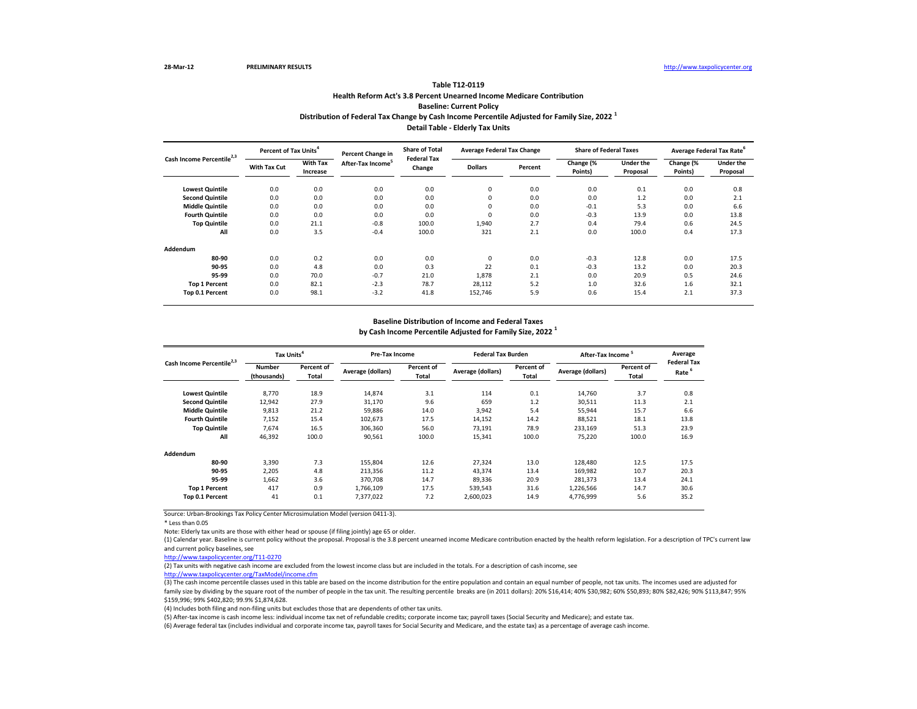28-Mar-12 PRELIMINARY RESULTS http://www.taxpolicycenter.org

### Table T12-0119
### Health Reform Act's 3.8 Percent Unearned Income Medicare Contribution
### Baseline: Current Policy
### Distribution of Federal Tax Change by Cash Income Percentile Adjusted for Family Size, 2022 [1]
### Detail Table - Elderly Tax Units

| Cash Income Percentile[2,3] | Percent of Tax Units[4] | | Percent Change in After-Tax Income[5] | Share of Total Federal Tax Change | Average Federal Tax Change | | Share of Federal Taxes | | Average Federal Tax Rate[6] | |
|---|---|---|---|---|---|---|---|---|---|---|
| | With Tax Cut | With Tax Increase | | | Dollars | Percent | Change (% Points) | Under the Proposal | Change (% Points) | Under the Proposal |
| Lowest Quintile | 0.0 | 0.0 | 0.0 | 0.0 | 0 | 0.0 | 0.0 | 0.1 | 0.0 | 0.8 |
| Second Quintile | 0.0 | 0.0 | 0.0 | 0.0 | 0 | 0.0 | 0.0 | 1.2 | 0.0 | 2.1 |
| Middle Quintile | 0.0 | 0.0 | 0.0 | 0.0 | 0 | 0.0 | -0.1 | 5.3 | 0.0 | 6.6 |
| Fourth Quintile | 0.0 | 0.0 | 0.0 | 0.0 | 0 | 0.0 | -0.3 | 13.9 | 0.0 | 13.8 |
| Top Quintile | 0.0 | 21.1 | -0.8 | 100.0 | 1,940 | 2.7 | 0.4 | 79.4 | 0.6 | 24.5 |
| All | 0.0 | 3.5 | -0.4 | 100.0 | 321 | 2.1 | 0.0 | 100.0 | 0.4 | 17.3 |
| Addendum | | | | | | | | | | |
| 80-90 | 0.0 | 0.2 | 0.0 | 0.0 | 0 | 0.0 | -0.3 | 12.8 | 0.0 | 17.5 |
| 90-95 | 0.0 | 4.8 | 0.0 | 0.3 | 22 | 0.1 | -0.3 | 13.2 | 0.0 | 20.3 |
| 95-99 | 0.0 | 70.0 | -0.7 | 21.0 | 1,878 | 2.1 | 0.0 | 20.9 | 0.5 | 24.6 |
| Top 1 Percent | 0.0 | 82.1 | -2.3 | 78.7 | 28,112 | 5.2 | 1.0 | 32.6 | 1.6 | 32.1 |
| Top 0.1 Percent | 0.0 | 98.1 | -3.2 | 41.8 | 152,746 | 5.9 | 0.6 | 15.4 | 2.1 | 37.3 |

### Baseline Distribution of Income and Federal Taxes
### by Cash Income Percentile Adjusted for Family Size, 2022 [1]

| Cash Income Percentile[2,3] | Tax Units[4] | | Pre-Tax Income | | Federal Tax Burden | | After-Tax Income[5] | | Average Federal Tax Rate[6] |
|---|---|---|---|---|---|---|---|---|---|
| | Number (thousands) | Percent of Total | Average (dollars) | Percent of Total | Average (dollars) | Percent of Total | Average (dollars) | Percent of Total | |
| Lowest Quintile | 8,770 | 18.9 | 14,874 | 3.1 | 114 | 0.1 | 14,760 | 3.7 | 0.8 |
| Second Quintile | 12,942 | 27.9 | 31,170 | 9.6 | 659 | 1.2 | 30,511 | 11.3 | 2.1 |
| Middle Quintile | 9,813 | 21.2 | 59,886 | 14.0 | 3,942 | 5.4 | 55,944 | 15.7 | 6.6 |
| Fourth Quintile | 7,152 | 15.4 | 102,673 | 17.5 | 14,152 | 14.2 | 88,521 | 18.1 | 13.8 |
| Top Quintile | 7,674 | 16.5 | 306,360 | 56.0 | 73,191 | 78.9 | 233,169 | 51.3 | 23.9 |
| All | 46,392 | 100.0 | 90,561 | 100.0 | 15,341 | 100.0 | 75,220 | 100.0 | 16.9 |
| Addendum | | | | | | | | | |
| 80-90 | 3,390 | 7.3 | 155,804 | 12.6 | 27,324 | 13.0 | 128,480 | 12.5 | 17.5 |
| 90-95 | 2,205 | 4.8 | 213,356 | 11.2 | 43,374 | 13.4 | 169,982 | 10.7 | 20.3 |
| 95-99 | 1,662 | 3.6 | 370,708 | 14.7 | 89,336 | 20.9 | 281,373 | 13.4 | 24.1 |
| Top 1 Percent | 417 | 0.9 | 1,766,109 | 17.5 | 539,543 | 31.6 | 1,226,566 | 14.7 | 30.6 |
| Top 0.1 Percent | 41 | 0.1 | 7,377,022 | 7.2 | 2,600,023 | 14.9 | 4,776,999 | 5.6 | 35.2 |

Source: Urban-Brookings Tax Policy Center Microsimulation Model (version 0411-3).

* Less than 0.05

Note: Elderly tax units are those with either head or spouse (if filing jointly) age 65 or older.

(1) Calendar year. Baseline is current policy without the proposal. Proposal is the 3.8 percent unearned income Medicare contribution enacted by the health reform legislation. For a description of TPC's current law and current policy baselines, see
http://www.taxpolicycenter.org/T11-0270

(2) Tax units with negative cash income are excluded from the lowest income class but are included in the totals. For a description of cash income, see
http://www.taxpolicycenter.org/TaxModel/income.cfm

(3) The cash income percentile classes used in this table are based on the income distribution for the entire population and contain an equal number of people, not tax units. The incomes used are adjusted for family size by dividing by the square root of the number of people in the tax unit. The resulting percentile breaks are (in 2011 dollars): 20% $16,414; 40% $30,982; 60% $50,893; 80% $82,426; 90% $113,847; 95% $159,996; 99% $402,820; 99.9% $1,874,628.

(4) Includes both filing and non-filing units but excludes those that are dependents of other tax units.

(5) After-tax income is cash income less: individual income tax net of refundable credits; corporate income tax; payroll taxes (Social Security and Medicare); and estate tax.

(6) Average federal tax (includes individual and corporate income tax, payroll taxes for Social Security and Medicare, and the estate tax) as a percentage of average cash income.